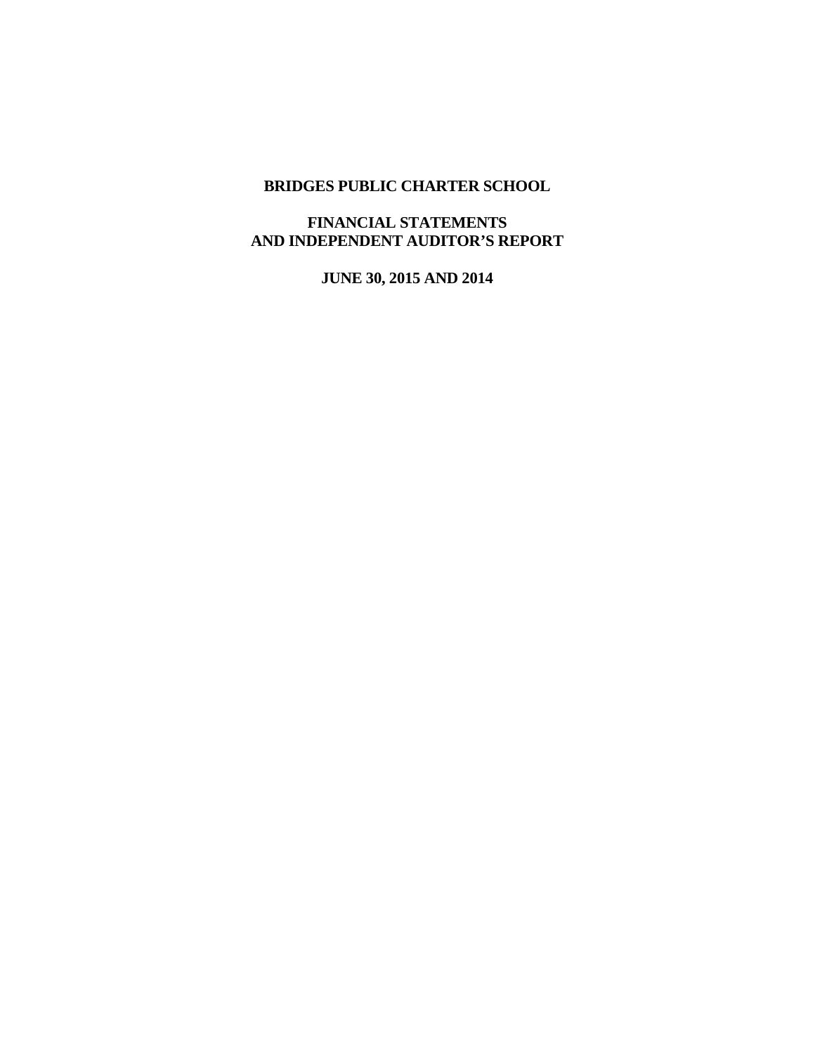# BRIDGES PUBLIC CHARTER SCHOOL

## FINANCIAL STATEMENTS AND INDEPENDENT AUDITOR'S REPORT

### JUNE 30, 2015 AND 2014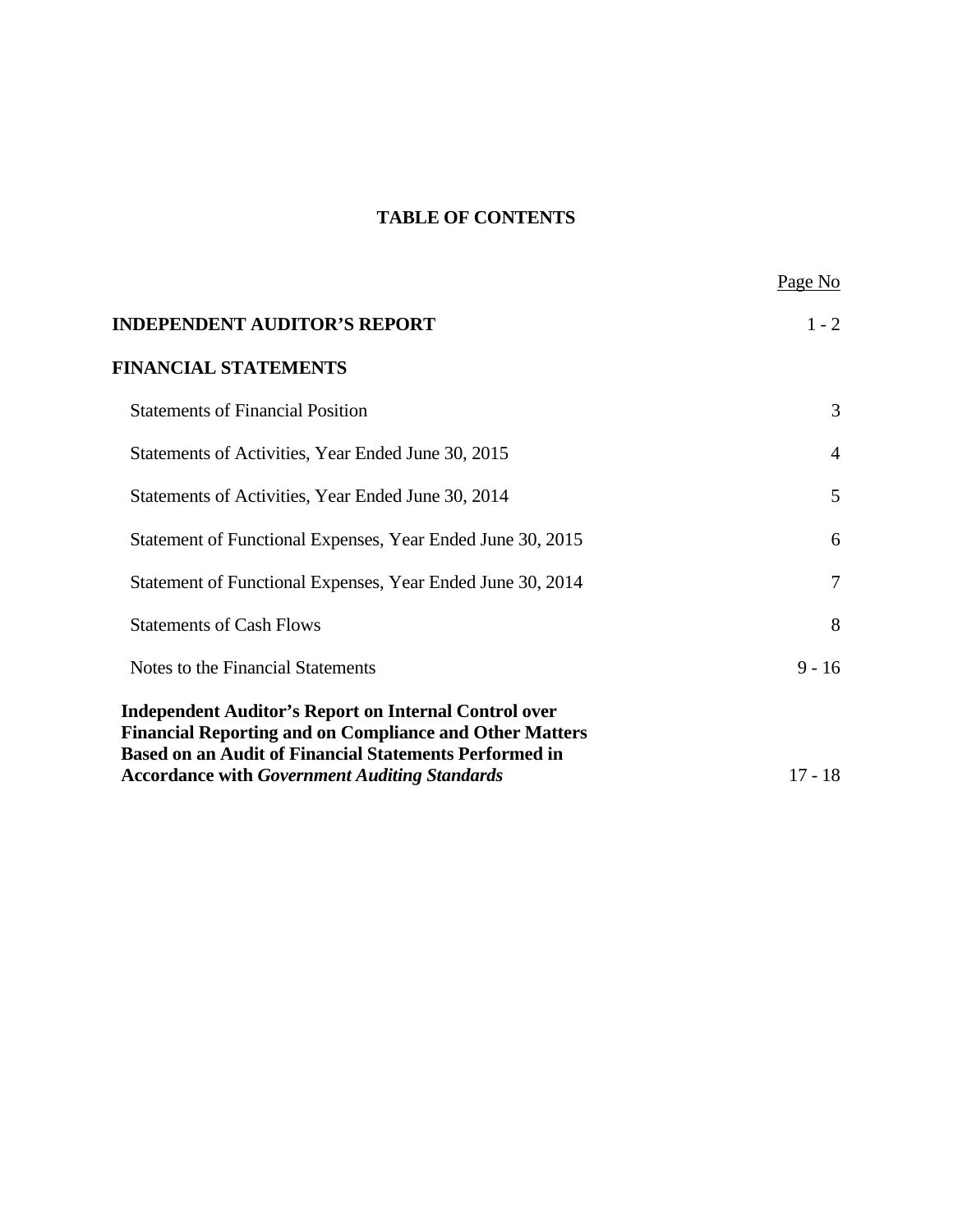# TABLE OF CONTENTS

| | Page No |
|---|---|
| **INDEPENDENT AUDITOR'S REPORT** | 1 - 2 |
| **FINANCIAL STATEMENTS** | |
| Statements of Financial Position | 3 |
| Statements of Activities, Year Ended June 30, 2015 | 4 |
| Statements of Activities, Year Ended June 30, 2014 | 5 |
| Statement of Functional Expenses, Year Ended June 30, 2015 | 6 |
| Statement of Functional Expenses, Year Ended June 30, 2014 | 7 |
| Statements of Cash Flows | 8 |
| Notes to the Financial Statements | 9 - 16 |
| **Independent Auditor's Report on Internal Control over Financial Reporting and on Compliance and Other Matters Based on an Audit of Financial Statements Performed in Accordance with *Government Auditing Standards*** | 17 - 18 |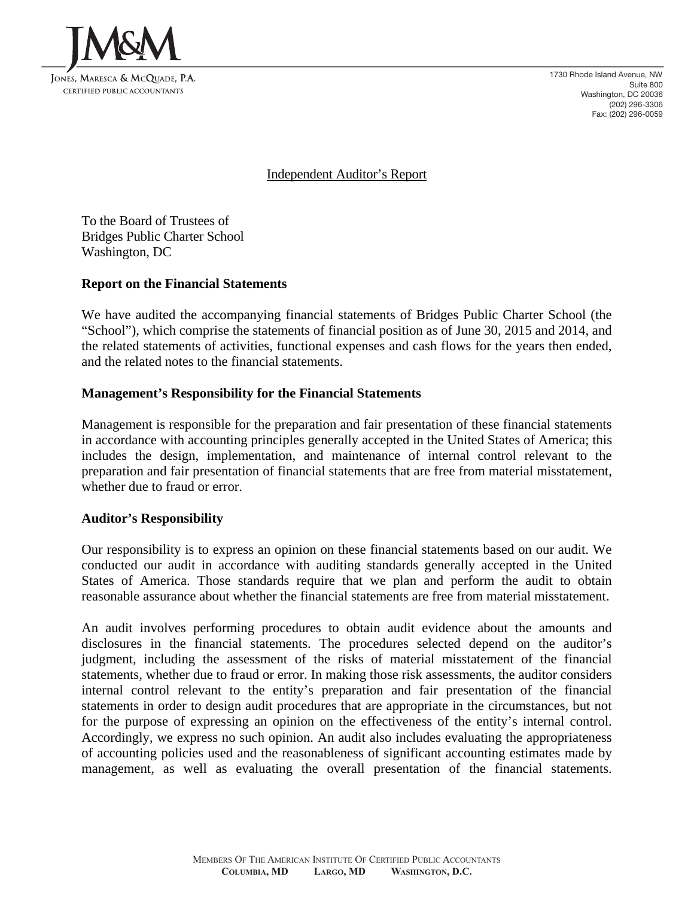JM&M

JONES, MARESCA & MCQUADE, P.A.
CERTIFIED PUBLIC ACCOUNTANTS

1730 Rhode Island Avenue, NW
Suite 800
Washington, DC 20036
(202) 296-3306
Fax: (202) 296-0059

Independent Auditor's Report

To the Board of Trustees of
Bridges Public Charter School
Washington, DC

**Report on the Financial Statements**

We have audited the accompanying financial statements of Bridges Public Charter School (the "School"), which comprise the statements of financial position as of June 30, 2015 and 2014, and the related statements of activities, functional expenses and cash flows for the years then ended, and the related notes to the financial statements.

**Management's Responsibility for the Financial Statements**

Management is responsible for the preparation and fair presentation of these financial statements in accordance with accounting principles generally accepted in the United States of America; this includes the design, implementation, and maintenance of internal control relevant to the preparation and fair presentation of financial statements that are free from material misstatement, whether due to fraud or error.

**Auditor's Responsibility**

Our responsibility is to express an opinion on these financial statements based on our audit. We conducted our audit in accordance with auditing standards generally accepted in the United States of America. Those standards require that we plan and perform the audit to obtain reasonable assurance about whether the financial statements are free from material misstatement.

An audit involves performing procedures to obtain audit evidence about the amounts and disclosures in the financial statements. The procedures selected depend on the auditor's judgment, including the assessment of the risks of material misstatement of the financial statements, whether due to fraud or error. In making those risk assessments, the auditor considers internal control relevant to the entity's preparation and fair presentation of the financial statements in order to design audit procedures that are appropriate in the circumstances, but not for the purpose of expressing an opinion on the effectiveness of the entity's internal control. Accordingly, we express no such opinion. An audit also includes evaluating the appropriateness of accounting policies used and the reasonableness of significant accounting estimates made by management, as well as evaluating the overall presentation of the financial statements.

MEMBERS OF THE AMERICAN INSTITUTE OF CERTIFIED PUBLIC ACCOUNTANTS
COLUMBIA, MD LARGO, MD WASHINGTON, D.C.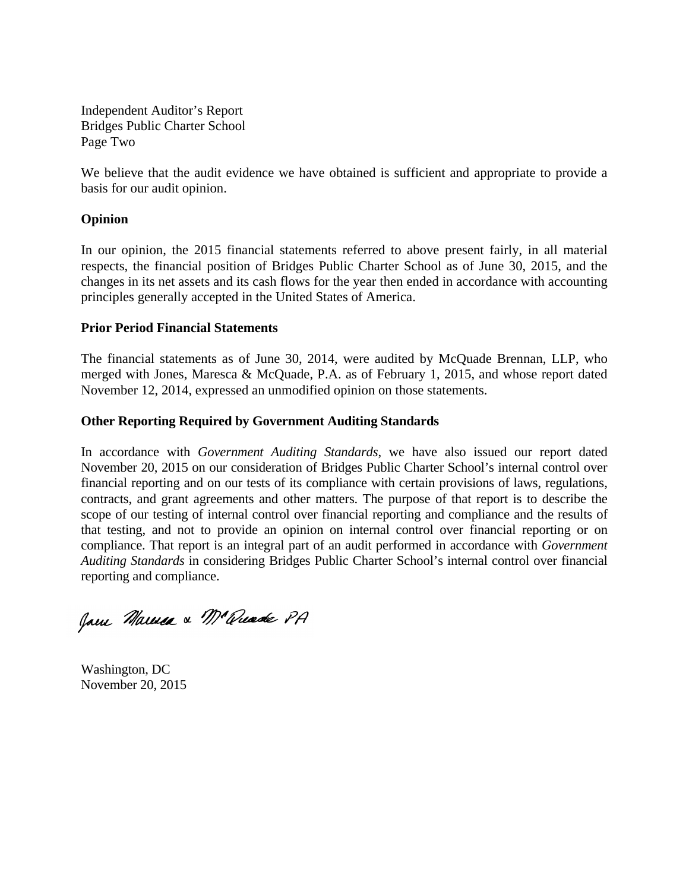Independent Auditor's Report
Bridges Public Charter School
Page Two

We believe that the audit evidence we have obtained is sufficient and appropriate to provide a basis for our audit opinion.

**Opinion**

In our opinion, the 2015 financial statements referred to above present fairly, in all material respects, the financial position of Bridges Public Charter School as of June 30, 2015, and the changes in its net assets and its cash flows for the year then ended in accordance with accounting principles generally accepted in the United States of America.

**Prior Period Financial Statements**

The financial statements as of June 30, 2014, were audited by McQuade Brennan, LLP, who merged with Jones, Maresca & McQuade, P.A. as of February 1, 2015, and whose report dated November 12, 2014, expressed an unmodified opinion on those statements.

**Other Reporting Required by Government Auditing Standards**

In accordance with *Government Auditing Standards*, we have also issued our report dated November 20, 2015 on our consideration of Bridges Public Charter School's internal control over financial reporting and on our tests of its compliance with certain provisions of laws, regulations, contracts, and grant agreements and other matters. The purpose of that report is to describe the scope of our testing of internal control over financial reporting and compliance and the results of that testing, and not to provide an opinion on internal control over financial reporting or on compliance. That report is an integral part of an audit performed in accordance with *Government Auditing Standards* in considering Bridges Public Charter School's internal control over financial reporting and compliance.

Jones Maresca & McQuade PA

Washington, DC
November 20, 2015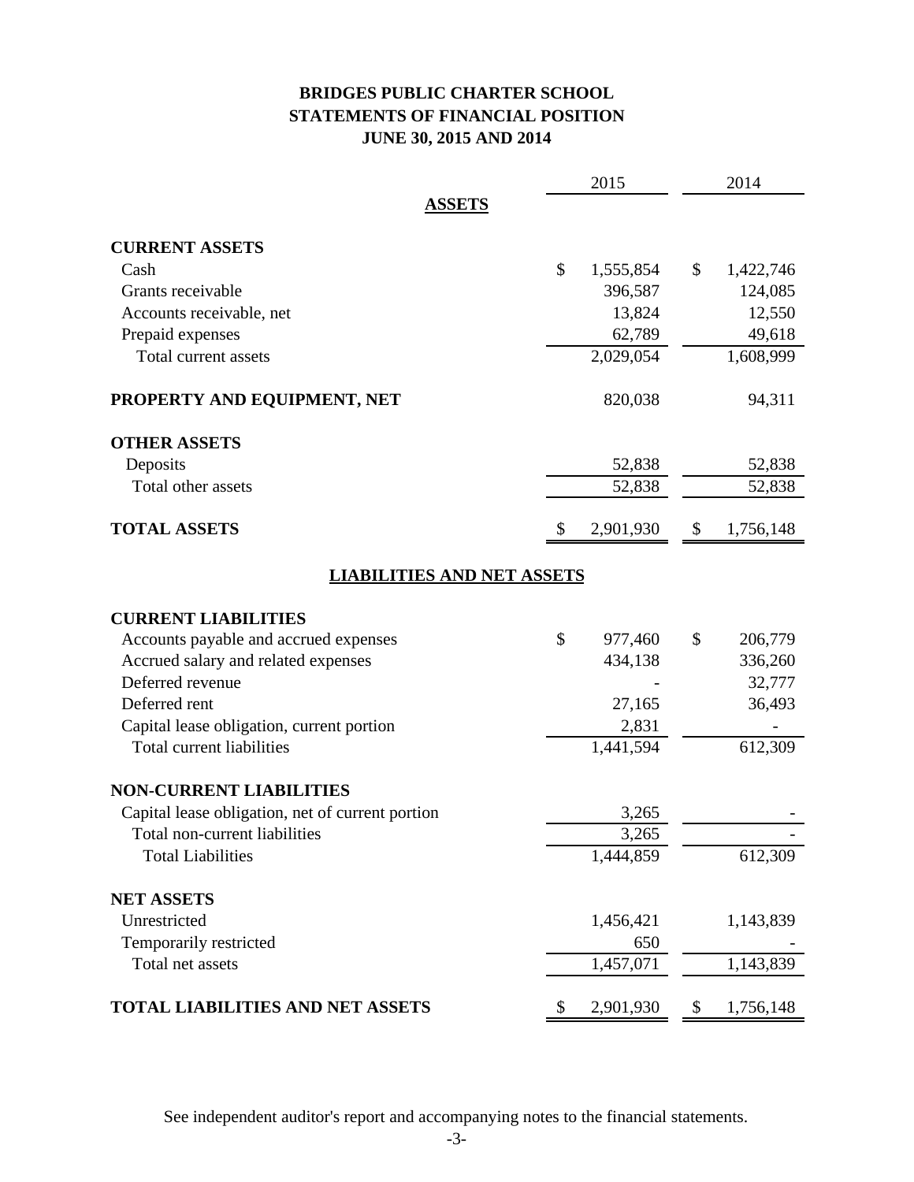# BRIDGES PUBLIC CHARTER SCHOOL
## STATEMENTS OF FINANCIAL POSITION
### JUNE 30, 2015 AND 2014

| | 2015 | 2014 |
|---|---|---|
| **ASSETS** | | |
| **CURRENT ASSETS** | | |
| Cash | $ 1,555,854 | $ 1,422,746 |
| Grants receivable | 396,587 | 124,085 |
| Accounts receivable, net | 13,824 | 12,550 |
| Prepaid expenses | 62,789 | 49,618 |
| Total current assets | 2,029,054 | 1,608,999 |
| **PROPERTY AND EQUIPMENT, NET** | 820,038 | 94,311 |
| **OTHER ASSETS** | | |
| Deposits | 52,838 | 52,838 |
| Total other assets | 52,838 | 52,838 |
| **TOTAL ASSETS** | $ 2,901,930 | $ 1,756,148 |
| **LIABILITIES AND NET ASSETS** | | |
| **CURRENT LIABILITIES** | | |
| Accounts payable and accrued expenses | $ 977,460 | $ 206,779 |
| Accrued salary and related expenses | 434,138 | 336,260 |
| Deferred revenue | - | 32,777 |
| Deferred rent | 27,165 | 36,493 |
| Capital lease obligation, current portion | 2,831 | - |
| Total current liabilities | 1,441,594 | 612,309 |
| **NON-CURRENT LIABILITIES** | | |
| Capital lease obligation, net of current portion | 3,265 | - |
| Total non-current liabilities | 3,265 | - |
| Total Liabilities | 1,444,859 | 612,309 |
| **NET ASSETS** | | |
| Unrestricted | 1,456,421 | 1,143,839 |
| Temporarily restricted | 650 | - |
| Total net assets | 1,457,071 | 1,143,839 |
| **TOTAL LIABILITIES AND NET ASSETS** | $ 2,901,930 | $ 1,756,148 |

See independent auditor's report and accompanying notes to the financial statements.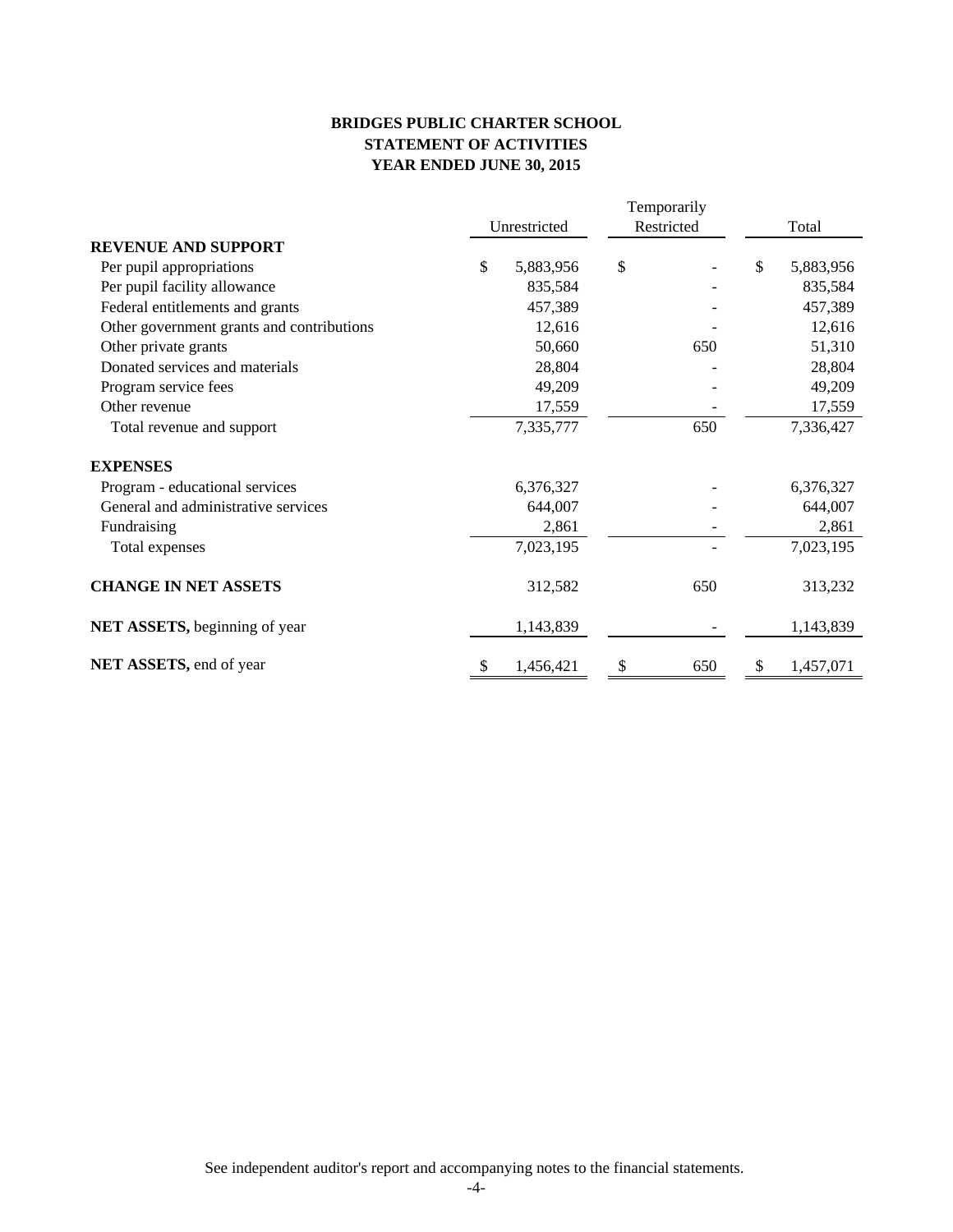# BRIDGES PUBLIC CHARTER SCHOOL
## STATEMENT OF ACTIVITIES
## YEAR ENDED JUNE 30, 2015

| | Unrestricted | Temporarily Restricted | Total |
|---|---|---|---|
| **REVENUE AND SUPPORT** | | | |
| Per pupil appropriations | $ 5,883,956 | $ - | $ 5,883,956 |
| Per pupil facility allowance | 835,584 | - | 835,584 |
| Federal entitlements and grants | 457,389 | - | 457,389 |
| Other government grants and contributions | 12,616 | - | 12,616 |
| Other private grants | 50,660 | 650 | 51,310 |
| Donated services and materials | 28,804 | - | 28,804 |
| Program service fees | 49,209 | - | 49,209 |
| Other revenue | 17,559 | - | 17,559 |
| Total revenue and support | 7,335,777 | 650 | 7,336,427 |
| **EXPENSES** | | | |
| Program - educational services | 6,376,327 | - | 6,376,327 |
| General and administrative services | 644,007 | - | 644,007 |
| Fundraising | 2,861 | - | 2,861 |
| Total expenses | 7,023,195 | - | 7,023,195 |
| **CHANGE IN NET ASSETS** | 312,582 | 650 | 313,232 |
| **NET ASSETS,** beginning of year | 1,143,839 | - | 1,143,839 |
| **NET ASSETS,** end of year | $ 1,456,421 | $ 650 | $ 1,457,071 |

See independent auditor's report and accompanying notes to the financial statements.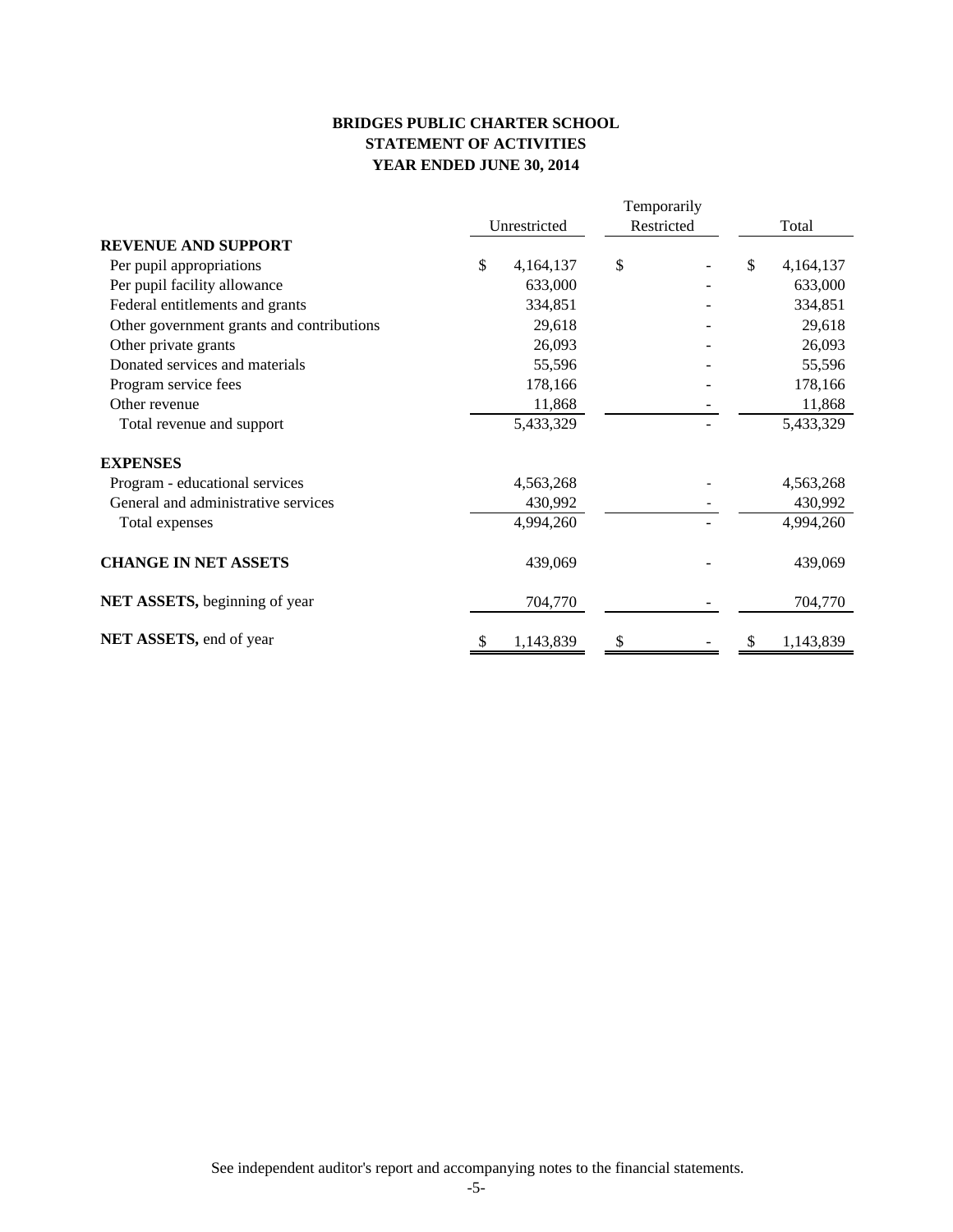**BRIDGES PUBLIC CHARTER SCHOOL**
**STATEMENT OF ACTIVITIES**
**YEAR ENDED JUNE 30, 2014**

| | Unrestricted | Temporarily Restricted | Total |
|---|---|---|---|
| **REVENUE AND SUPPORT** | | | |
| Per pupil appropriations | $ 4,164,137 | $ - | $ 4,164,137 |
| Per pupil facility allowance | 633,000 | - | 633,000 |
| Federal entitlements and grants | 334,851 | - | 334,851 |
| Other government grants and contributions | 29,618 | - | 29,618 |
| Other private grants | 26,093 | - | 26,093 |
| Donated services and materials | 55,596 | - | 55,596 |
| Program service fees | 178,166 | - | 178,166 |
| Other revenue | 11,868 | - | 11,868 |
| Total revenue and support | 5,433,329 | - | 5,433,329 |
| **EXPENSES** | | | |
| Program - educational services | 4,563,268 | - | 4,563,268 |
| General and administrative services | 430,992 | - | 430,992 |
| Total expenses | 4,994,260 | - | 4,994,260 |
| **CHANGE IN NET ASSETS** | 439,069 | - | 439,069 |
| **NET ASSETS,** beginning of year | 704,770 | - | 704,770 |
| **NET ASSETS,** end of year | $ 1,143,839 | $ - | $ 1,143,839 |

See independent auditor's report and accompanying notes to the financial statements.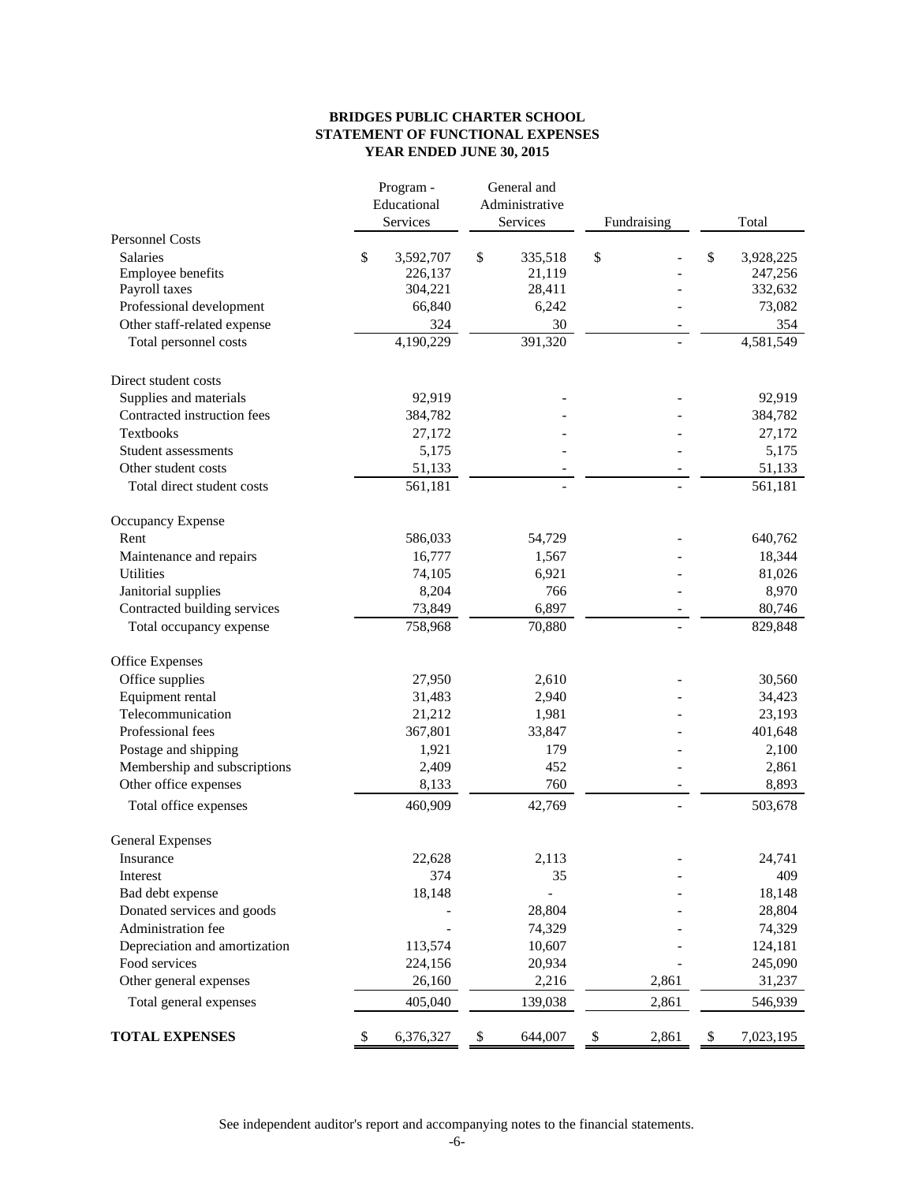**BRIDGES PUBLIC CHARTER SCHOOL**
**STATEMENT OF FUNCTIONAL EXPENSES**
**YEAR ENDED JUNE 30, 2015**

| | Program - Educational Services | General and Administrative Services | Fundraising | Total |
|---|---|---|---|---|
| Personnel Costs | | | | |
| Salaries | $ 3,592,707 | $ 335,518 | $ - | $ 3,928,225 |
| Employee benefits | 226,137 | 21,119 | - | 247,256 |
| Payroll taxes | 304,221 | 28,411 | - | 332,632 |
| Professional development | 66,840 | 6,242 | - | 73,082 |
| Other staff-related expense | 324 | 30 | - | 354 |
| Total personnel costs | 4,190,229 | 391,320 | - | 4,581,549 |
| Direct student costs | | | | |
| Supplies and materials | 92,919 | - | - | 92,919 |
| Contracted instruction fees | 384,782 | - | - | 384,782 |
| Textbooks | 27,172 | - | - | 27,172 |
| Student assessments | 5,175 | - | - | 5,175 |
| Other student costs | 51,133 | - | - | 51,133 |
| Total direct student costs | 561,181 | - | - | 561,181 |
| Occupancy Expense | | | | |
| Rent | 586,033 | 54,729 | - | 640,762 |
| Maintenance and repairs | 16,777 | 1,567 | - | 18,344 |
| Utilities | 74,105 | 6,921 | - | 81,026 |
| Janitorial supplies | 8,204 | 766 | - | 8,970 |
| Contracted building services | 73,849 | 6,897 | - | 80,746 |
| Total occupancy expense | 758,968 | 70,880 | - | 829,848 |
| Office Expenses | | | | |
| Office supplies | 27,950 | 2,610 | - | 30,560 |
| Equipment rental | 31,483 | 2,940 | - | 34,423 |
| Telecommunication | 21,212 | 1,981 | - | 23,193 |
| Professional fees | 367,801 | 33,847 | - | 401,648 |
| Postage and shipping | 1,921 | 179 | - | 2,100 |
| Membership and subscriptions | 2,409 | 452 | - | 2,861 |
| Other office expenses | 8,133 | 760 | - | 8,893 |
| Total office expenses | 460,909 | 42,769 | - | 503,678 |
| General Expenses | | | | |
| Insurance | 22,628 | 2,113 | - | 24,741 |
| Interest | 374 | 35 | - | 409 |
| Bad debt expense | 18,148 | - | - | 18,148 |
| Donated services and goods | - | 28,804 | - | 28,804 |
| Administration fee | - | 74,329 | - | 74,329 |
| Depreciation and amortization | 113,574 | 10,607 | - | 124,181 |
| Food services | 224,156 | 20,934 | - | 245,090 |
| Other general expenses | 26,160 | 2,216 | 2,861 | 31,237 |
| Total general expenses | 405,040 | 139,038 | 2,861 | 546,939 |
| **TOTAL EXPENSES** | $ 6,376,327 | $ 644,007 | $ 2,861 | $ 7,023,195 |

See independent auditor's report and accompanying notes to the financial statements.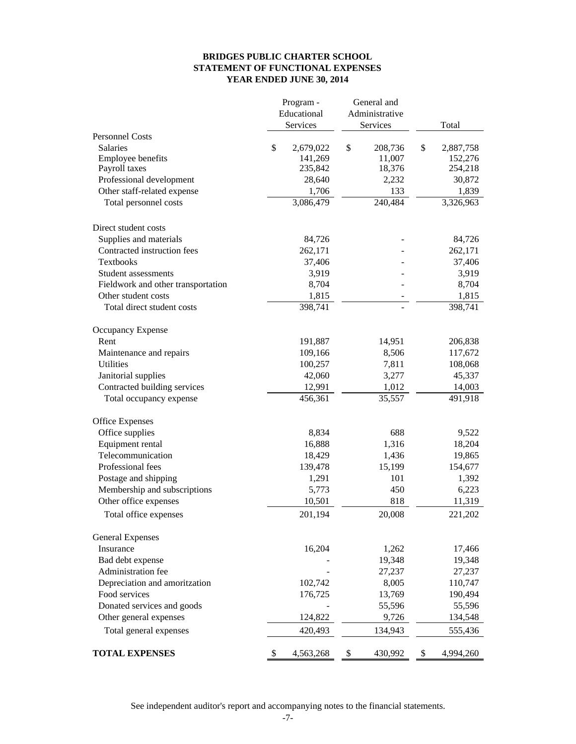# BRIDGES PUBLIC CHARTER SCHOOL
## STATEMENT OF FUNCTIONAL EXPENSES
### YEAR ENDED JUNE 30, 2014

| | Program - Educational Services | General and Administrative Services | Total |
|---|---|---|---|
| **Personnel Costs** | | | |
| Salaries | $ 2,679,022 | $ 208,736 | $ 2,887,758 |
| Employee benefits | 141,269 | 11,007 | 152,276 |
| Payroll taxes | 235,842 | 18,376 | 254,218 |
| Professional development | 28,640 | 2,232 | 30,872 |
| Other staff-related expense | 1,706 | 133 | 1,839 |
| Total personnel costs | 3,086,479 | 240,484 | 3,326,963 |
| **Direct student costs** | | | |
| Supplies and materials | 84,726 | - | 84,726 |
| Contracted instruction fees | 262,171 | - | 262,171 |
| Textbooks | 37,406 | - | 37,406 |
| Student assessments | 3,919 | - | 3,919 |
| Fieldwork and other transportation | 8,704 | - | 8,704 |
| Other student costs | 1,815 | - | 1,815 |
| Total direct student costs | 398,741 | - | 398,741 |
| **Occupancy Expense** | | | |
| Rent | 191,887 | 14,951 | 206,838 |
| Maintenance and repairs | 109,166 | 8,506 | 117,672 |
| Utilities | 100,257 | 7,811 | 108,068 |
| Janitorial supplies | 42,060 | 3,277 | 45,337 |
| Contracted building services | 12,991 | 1,012 | 14,003 |
| Total occupancy expense | 456,361 | 35,557 | 491,918 |
| **Office Expenses** | | | |
| Office supplies | 8,834 | 688 | 9,522 |
| Equipment rental | 16,888 | 1,316 | 18,204 |
| Telecommunication | 18,429 | 1,436 | 19,865 |
| Professional fees | 139,478 | 15,199 | 154,677 |
| Postage and shipping | 1,291 | 101 | 1,392 |
| Membership and subscriptions | 5,773 | 450 | 6,223 |
| Other office expenses | 10,501 | 818 | 11,319 |
| Total office expenses | 201,194 | 20,008 | 221,202 |
| **General Expenses** | | | |
| Insurance | 16,204 | 1,262 | 17,466 |
| Bad debt expense | - | 19,348 | 19,348 |
| Administration fee | - | 27,237 | 27,237 |
| Depreciation and amoritzation | 102,742 | 8,005 | 110,747 |
| Food services | 176,725 | 13,769 | 190,494 |
| Donated services and goods | - | 55,596 | 55,596 |
| Other general expenses | 124,822 | 9,726 | 134,548 |
| Total general expenses | 420,493 | 134,943 | 555,436 |
| **TOTAL EXPENSES** | $ 4,563,268 | $ 430,992 | $ 4,994,260 |

See independent auditor's report and accompanying notes to the financial statements.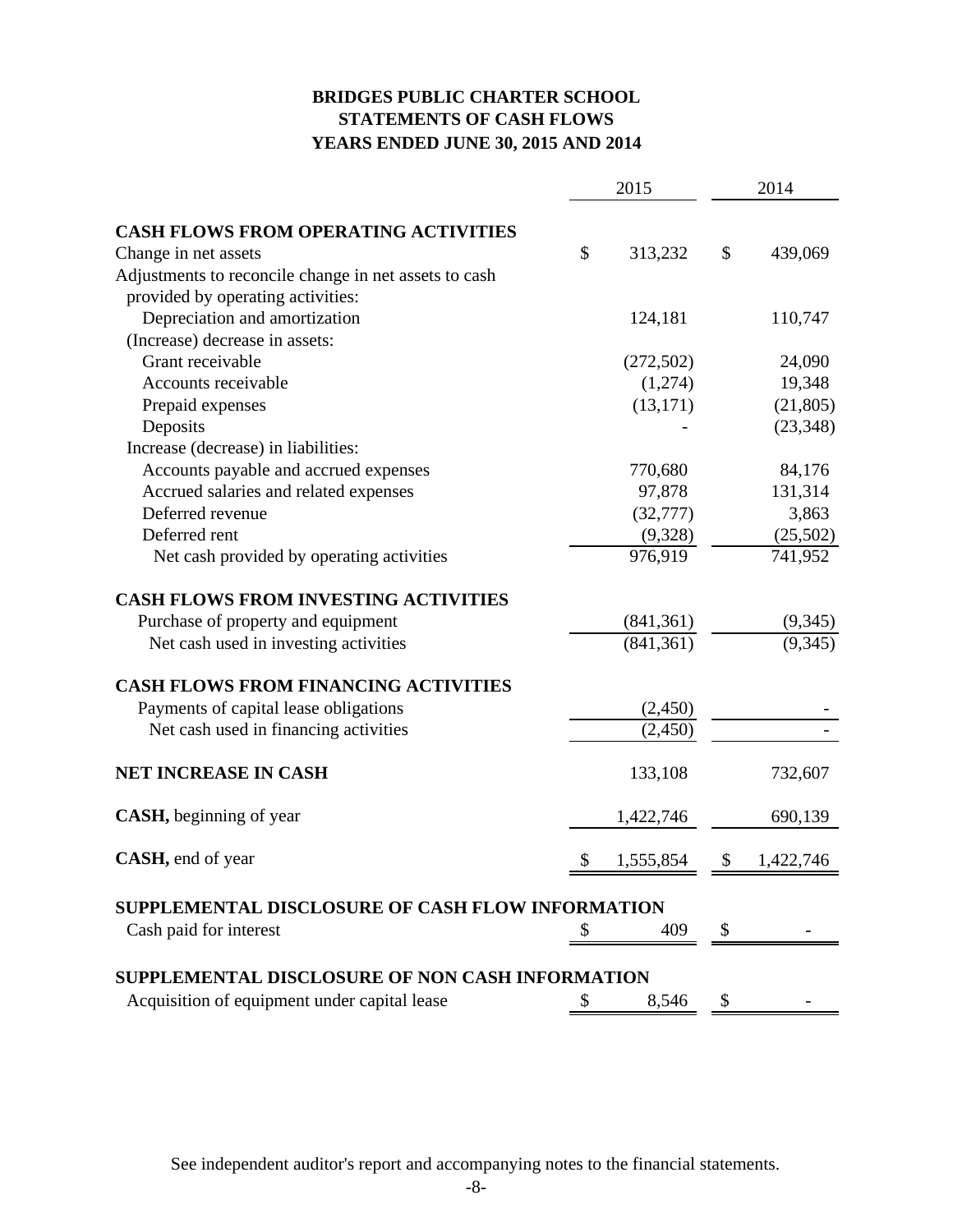# BRIDGES PUBLIC CHARTER SCHOOL
## STATEMENTS OF CASH FLOWS
## YEARS ENDED JUNE 30, 2015 AND 2014

| | 2015 | 2014 |
|---|---|---|
| **CASH FLOWS FROM OPERATING ACTIVITIES** | | |
| Change in net assets | $ 313,232 | $ 439,069 |
| Adjustments to reconcile change in net assets to cash provided by operating activities: | | |
| Depreciation and amortization | 124,181 | 110,747 |
| (Increase) decrease in assets: | | |
| Grant receivable | (272,502) | 24,090 |
| Accounts receivable | (1,274) | 19,348 |
| Prepaid expenses | (13,171) | (21,805) |
| Deposits | - | (23,348) |
| Increase (decrease) in liabilities: | | |
| Accounts payable and accrued expenses | 770,680 | 84,176 |
| Accrued salaries and related expenses | 97,878 | 131,314 |
| Deferred revenue | (32,777) | 3,863 |
| Deferred rent | (9,328) | (25,502) |
| Net cash provided by operating activities | 976,919 | 741,952 |
| **CASH FLOWS FROM INVESTING ACTIVITIES** | | |
| Purchase of property and equipment | (841,361) | (9,345) |
| Net cash used in investing activities | (841,361) | (9,345) |
| **CASH FLOWS FROM FINANCING ACTIVITIES** | | |
| Payments of capital lease obligations | (2,450) | - |
| Net cash used in financing activities | (2,450) | - |
| **NET INCREASE IN CASH** | 133,108 | 732,607 |
| **CASH,** beginning of year | 1,422,746 | 690,139 |
| **CASH,** end of year | $ 1,555,854 | $ 1,422,746 |
| **SUPPLEMENTAL DISCLOSURE OF CASH FLOW INFORMATION** | | |
| Cash paid for interest | $ 409 | $ - |
| **SUPPLEMENTAL DISCLOSURE OF NON CASH INFORMATION** | | |
| Acquisition of equipment under capital lease | $ 8,546 | $ - |

See independent auditor's report and accompanying notes to the financial statements.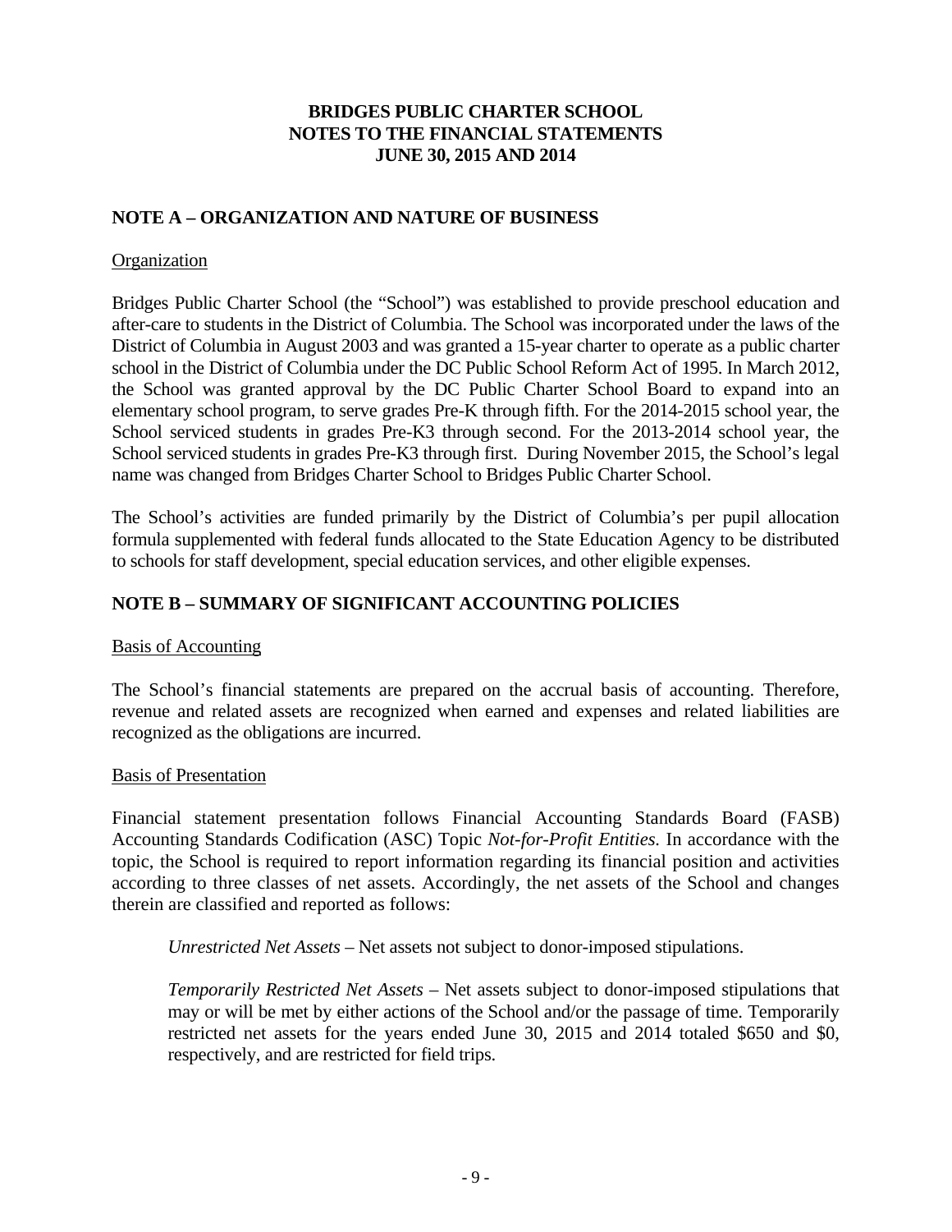# BRIDGES PUBLIC CHARTER SCHOOL
# NOTES TO THE FINANCIAL STATEMENTS
# JUNE 30, 2015 AND 2014

## NOTE A – ORGANIZATION AND NATURE OF BUSINESS

### Organization

Bridges Public Charter School (the "School") was established to provide preschool education and after-care to students in the District of Columbia. The School was incorporated under the laws of the District of Columbia in August 2003 and was granted a 15-year charter to operate as a public charter school in the District of Columbia under the DC Public School Reform Act of 1995. In March 2012, the School was granted approval by the DC Public Charter School Board to expand into an elementary school program, to serve grades Pre-K through fifth. For the 2014-2015 school year, the School serviced students in grades Pre-K3 through second. For the 2013-2014 school year, the School serviced students in grades Pre-K3 through first. During November 2015, the School's legal name was changed from Bridges Charter School to Bridges Public Charter School.

The School's activities are funded primarily by the District of Columbia's per pupil allocation formula supplemented with federal funds allocated to the State Education Agency to be distributed to schools for staff development, special education services, and other eligible expenses.

## NOTE B – SUMMARY OF SIGNIFICANT ACCOUNTING POLICIES

### Basis of Accounting

The School's financial statements are prepared on the accrual basis of accounting. Therefore, revenue and related assets are recognized when earned and expenses and related liabilities are recognized as the obligations are incurred.

### Basis of Presentation

Financial statement presentation follows Financial Accounting Standards Board (FASB) Accounting Standards Codification (ASC) Topic *Not-for-Profit Entities*. In accordance with the topic, the School is required to report information regarding its financial position and activities according to three classes of net assets. Accordingly, the net assets of the School and changes therein are classified and reported as follows:

*Unrestricted Net Assets* – Net assets not subject to donor-imposed stipulations.

*Temporarily Restricted Net Assets* – Net assets subject to donor-imposed stipulations that may or will be met by either actions of the School and/or the passage of time. Temporarily restricted net assets for the years ended June 30, 2015 and 2014 totaled $650 and $0, respectively, and are restricted for field trips.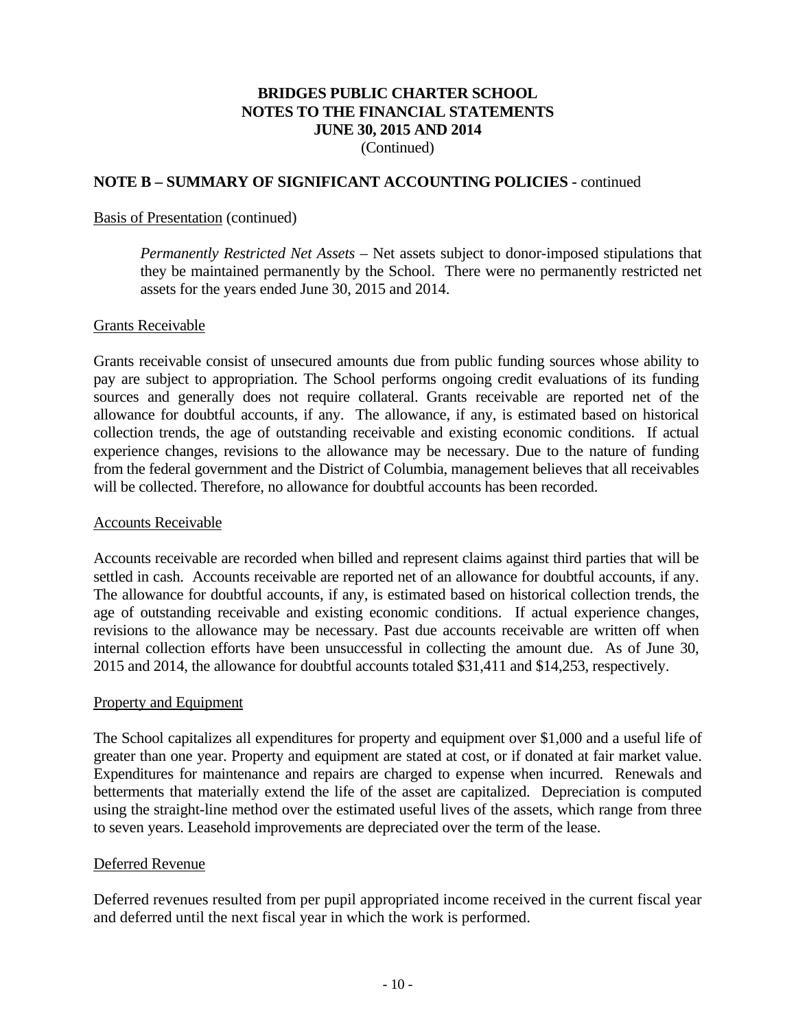## NOTE B – SUMMARY OF SIGNIFICANT ACCOUNTING POLICIES - continued

Basis of Presentation (continued)

> *Permanently Restricted Net Assets* – Net assets subject to donor-imposed stipulations that they be maintained permanently by the School. There were no permanently restricted net assets for the years ended June 30, 2015 and 2014.

Grants Receivable

Grants receivable consist of unsecured amounts due from public funding sources whose ability to pay are subject to appropriation. The School performs ongoing credit evaluations of its funding sources and generally does not require collateral. Grants receivable are reported net of the allowance for doubtful accounts, if any. The allowance, if any, is estimated based on historical collection trends, the age of outstanding receivable and existing economic conditions. If actual experience changes, revisions to the allowance may be necessary. Due to the nature of funding from the federal government and the District of Columbia, management believes that all receivables will be collected. Therefore, no allowance for doubtful accounts has been recorded.

Accounts Receivable

Accounts receivable are recorded when billed and represent claims against third parties that will be settled in cash. Accounts receivable are reported net of an allowance for doubtful accounts, if any. The allowance for doubtful accounts, if any, is estimated based on historical collection trends, the age of outstanding receivable and existing economic conditions. If actual experience changes, revisions to the allowance may be necessary. Past due accounts receivable are written off when internal collection efforts have been unsuccessful in collecting the amount due. As of June 30, 2015 and 2014, the allowance for doubtful accounts totaled $31,411 and $14,253, respectively.

Property and Equipment

The School capitalizes all expenditures for property and equipment over $1,000 and a useful life of greater than one year. Property and equipment are stated at cost, or if donated at fair market value. Expenditures for maintenance and repairs are charged to expense when incurred. Renewals and betterments that materially extend the life of the asset are capitalized. Depreciation is computed using the straight-line method over the estimated useful lives of the assets, which range from three to seven years. Leasehold improvements are depreciated over the term of the lease.

Deferred Revenue

Deferred revenues resulted from per pupil appropriated income received in the current fiscal year and deferred until the next fiscal year in which the work is performed.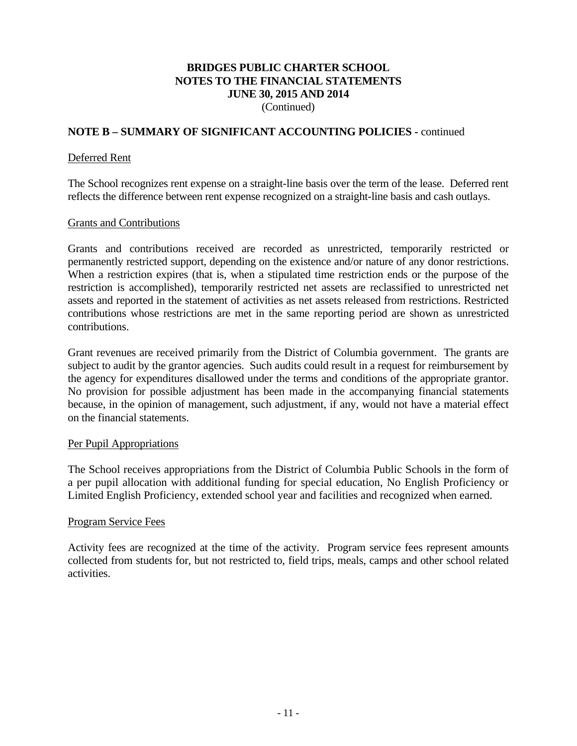# BRIDGES PUBLIC CHARTER SCHOOL
# NOTES TO THE FINANCIAL STATEMENTS
# JUNE 30, 2015 AND 2014
(Continued)

## NOTE B – SUMMARY OF SIGNIFICANT ACCOUNTING POLICIES - continued

### Deferred Rent

The School recognizes rent expense on a straight-line basis over the term of the lease. Deferred rent reflects the difference between rent expense recognized on a straight-line basis and cash outlays.

### Grants and Contributions

Grants and contributions received are recorded as unrestricted, temporarily restricted or permanently restricted support, depending on the existence and/or nature of any donor restrictions. When a restriction expires (that is, when a stipulated time restriction ends or the purpose of the restriction is accomplished), temporarily restricted net assets are reclassified to unrestricted net assets and reported in the statement of activities as net assets released from restrictions. Restricted contributions whose restrictions are met in the same reporting period are shown as unrestricted contributions.

Grant revenues are received primarily from the District of Columbia government. The grants are subject to audit by the grantor agencies. Such audits could result in a request for reimbursement by the agency for expenditures disallowed under the terms and conditions of the appropriate grantor. No provision for possible adjustment has been made in the accompanying financial statements because, in the opinion of management, such adjustment, if any, would not have a material effect on the financial statements.

### Per Pupil Appropriations

The School receives appropriations from the District of Columbia Public Schools in the form of a per pupil allocation with additional funding for special education, No English Proficiency or Limited English Proficiency, extended school year and facilities and recognized when earned.

### Program Service Fees

Activity fees are recognized at the time of the activity. Program service fees represent amounts collected from students for, but not restricted to, field trips, meals, camps and other school related activities.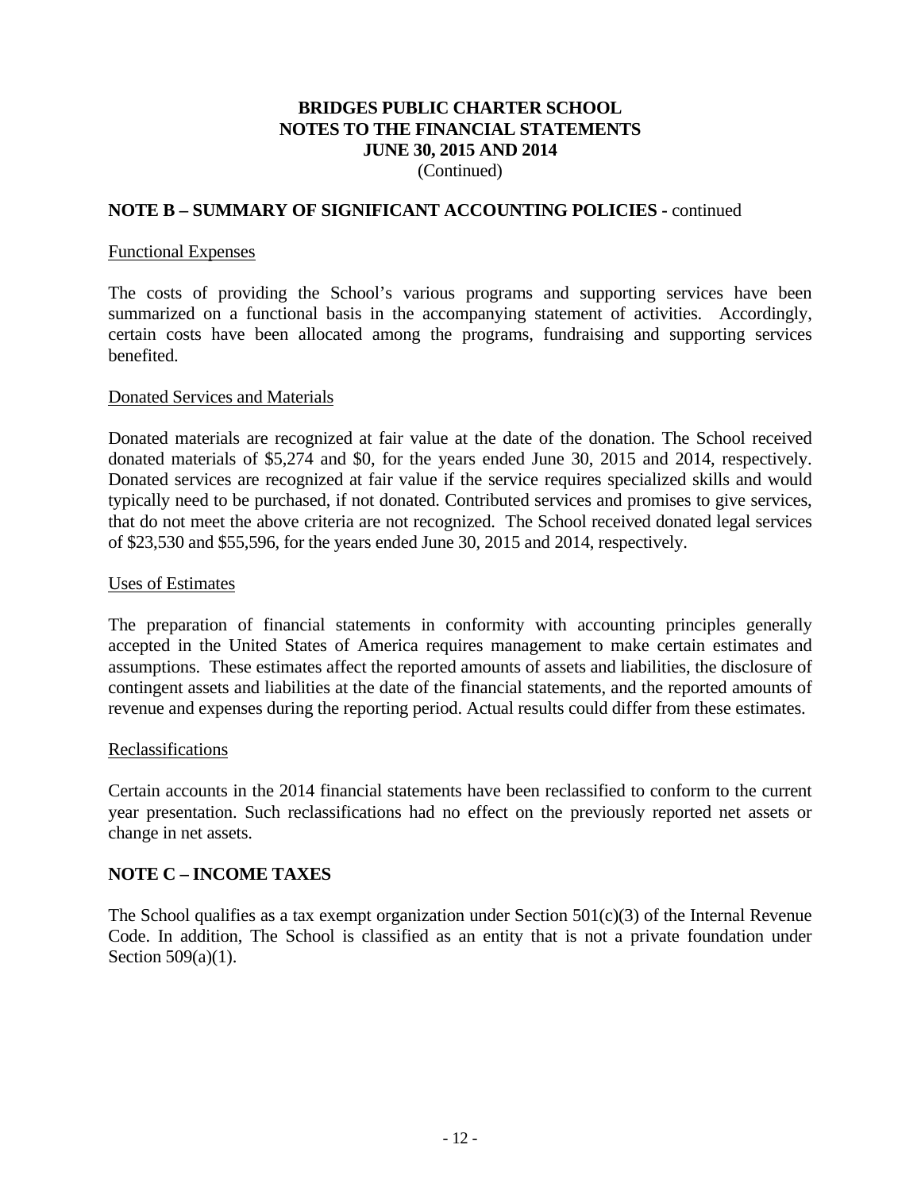# BRIDGES PUBLIC CHARTER SCHOOL
## NOTES TO THE FINANCIAL STATEMENTS
## JUNE 30, 2015 AND 2014
(Continued)

### NOTE B – SUMMARY OF SIGNIFICANT ACCOUNTING POLICIES - continued

Functional Expenses

The costs of providing the School's various programs and supporting services have been summarized on a functional basis in the accompanying statement of activities. Accordingly, certain costs have been allocated among the programs, fundraising and supporting services benefited.

Donated Services and Materials

Donated materials are recognized at fair value at the date of the donation. The School received donated materials of $5,274 and $0, for the years ended June 30, 2015 and 2014, respectively. Donated services are recognized at fair value if the service requires specialized skills and would typically need to be purchased, if not donated. Contributed services and promises to give services, that do not meet the above criteria are not recognized. The School received donated legal services of $23,530 and $55,596, for the years ended June 30, 2015 and 2014, respectively.

Uses of Estimates

The preparation of financial statements in conformity with accounting principles generally accepted in the United States of America requires management to make certain estimates and assumptions. These estimates affect the reported amounts of assets and liabilities, the disclosure of contingent assets and liabilities at the date of the financial statements, and the reported amounts of revenue and expenses during the reporting period. Actual results could differ from these estimates.

Reclassifications

Certain accounts in the 2014 financial statements have been reclassified to conform to the current year presentation. Such reclassifications had no effect on the previously reported net assets or change in net assets.

### NOTE C – INCOME TAXES

The School qualifies as a tax exempt organization under Section 501(c)(3) of the Internal Revenue Code. In addition, The School is classified as an entity that is not a private foundation under Section 509(a)(1).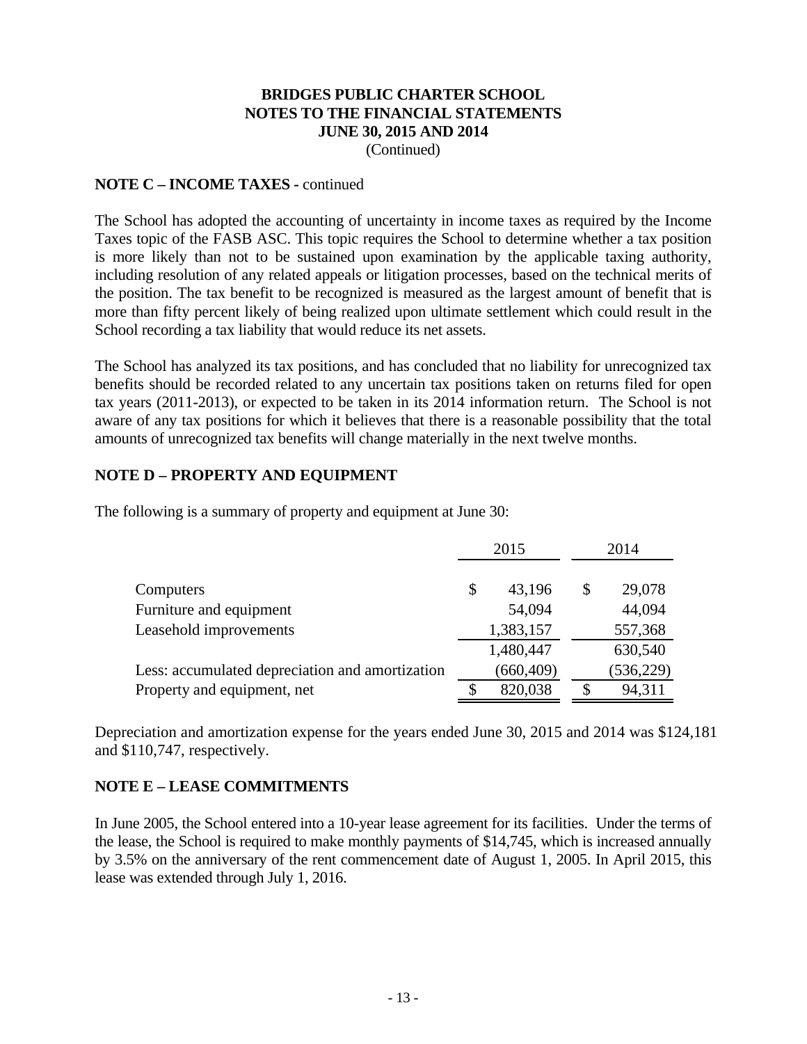# BRIDGES PUBLIC CHARTER SCHOOL
## NOTES TO THE FINANCIAL STATEMENTS
## JUNE 30, 2015 AND 2014
(Continued)

### NOTE C – INCOME TAXES - continued

The School has adopted the accounting of uncertainty in income taxes as required by the Income Taxes topic of the FASB ASC. This topic requires the School to determine whether a tax position is more likely than not to be sustained upon examination by the applicable taxing authority, including resolution of any related appeals or litigation processes, based on the technical merits of the position. The tax benefit to be recognized is measured as the largest amount of benefit that is more than fifty percent likely of being realized upon ultimate settlement which could result in the School recording a tax liability that would reduce its net assets.

The School has analyzed its tax positions, and has concluded that no liability for unrecognized tax benefits should be recorded related to any uncertain tax positions taken on returns filed for open tax years (2011-2013), or expected to be taken in its 2014 information return. The School is not aware of any tax positions for which it believes that there is a reasonable possibility that the total amounts of unrecognized tax benefits will change materially in the next twelve months.

### NOTE D – PROPERTY AND EQUIPMENT

The following is a summary of property and equipment at June 30:

| | 2015 | 2014 |
|---|---|---|
| Computers | $ 43,196 | $ 29,078 |
| Furniture and equipment | 54,094 | 44,094 |
| Leasehold improvements | 1,383,157 | 557,368 |
| | 1,480,447 | 630,540 |
| Less: accumulated depreciation and amortization | (660,409) | (536,229) |
| Property and equipment, net | $ 820,038 | $ 94,311 |

Depreciation and amortization expense for the years ended June 30, 2015 and 2014 was $124,181 and $110,747, respectively.

### NOTE E – LEASE COMMITMENTS

In June 2005, the School entered into a 10-year lease agreement for its facilities. Under the terms of the lease, the School is required to make monthly payments of $14,745, which is increased annually by 3.5% on the anniversary of the rent commencement date of August 1, 2005. In April 2015, this lease was extended through July 1, 2016.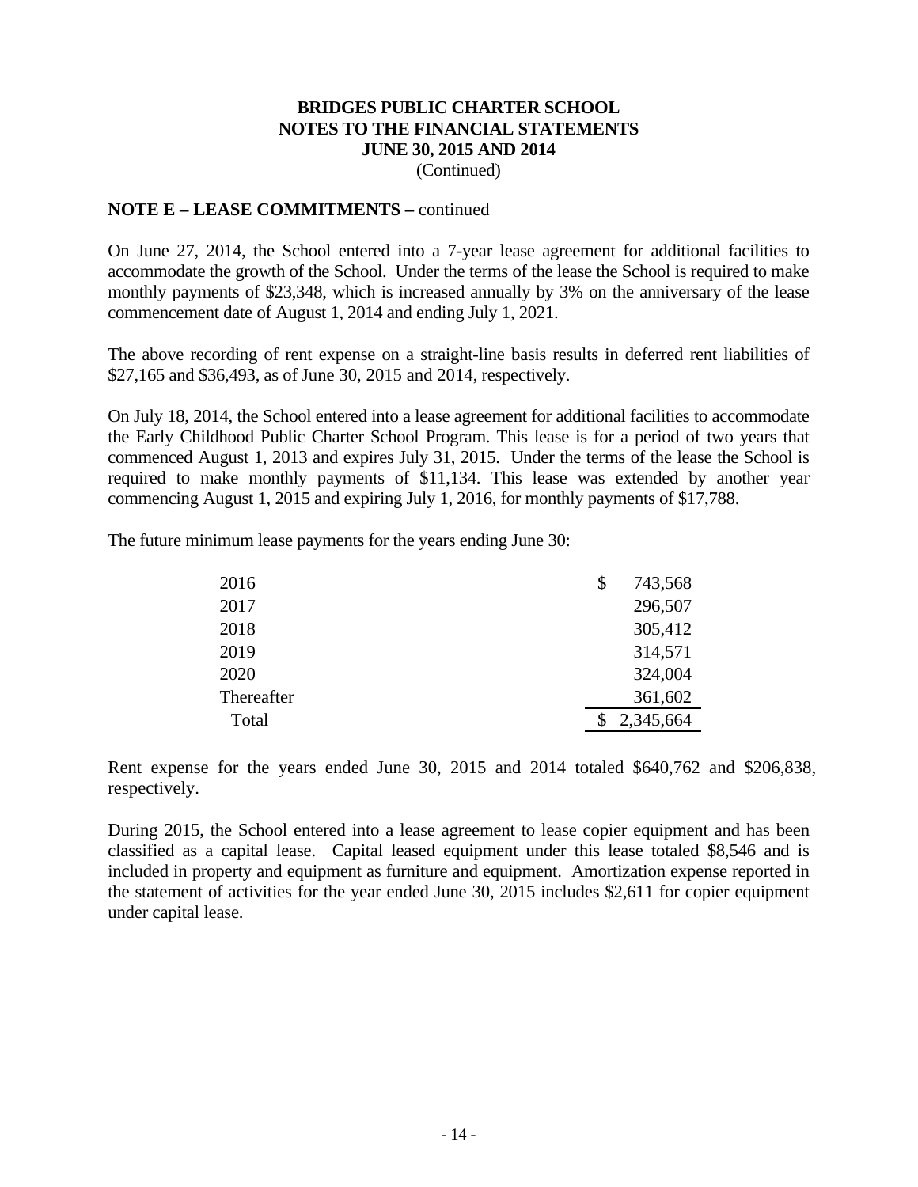**BRIDGES PUBLIC CHARTER SCHOOL**
**NOTES TO THE FINANCIAL STATEMENTS**
**JUNE 30, 2015 AND 2014**
(Continued)

**NOTE E – LEASE COMMITMENTS –** continued

On June 27, 2014, the School entered into a 7-year lease agreement for additional facilities to accommodate the growth of the School. Under the terms of the lease the School is required to make monthly payments of $23,348, which is increased annually by 3% on the anniversary of the lease commencement date of August 1, 2014 and ending July 1, 2021.

The above recording of rent expense on a straight-line basis results in deferred rent liabilities of $27,165 and $36,493, as of June 30, 2015 and 2014, respectively.

On July 18, 2014, the School entered into a lease agreement for additional facilities to accommodate the Early Childhood Public Charter School Program. This lease is for a period of two years that commenced August 1, 2013 and expires July 31, 2015. Under the terms of the lease the School is required to make monthly payments of $11,134. This lease was extended by another year commencing August 1, 2015 and expiring July 1, 2016, for monthly payments of $17,788.

The future minimum lease payments for the years ending June 30:

| | |
|---|---|
| 2016 | $ 743,568 |
| 2017 | 296,507 |
| 2018 | 305,412 |
| 2019 | 314,571 |
| 2020 | 324,004 |
| Thereafter | 361,602 |
| Total | $ 2,345,664 |

Rent expense for the years ended June 30, 2015 and 2014 totaled $640,762 and $206,838, respectively.

During 2015, the School entered into a lease agreement to lease copier equipment and has been classified as a capital lease. Capital leased equipment under this lease totaled $8,546 and is included in property and equipment as furniture and equipment. Amortization expense reported in the statement of activities for the year ended June 30, 2015 includes $2,611 for copier equipment under capital lease.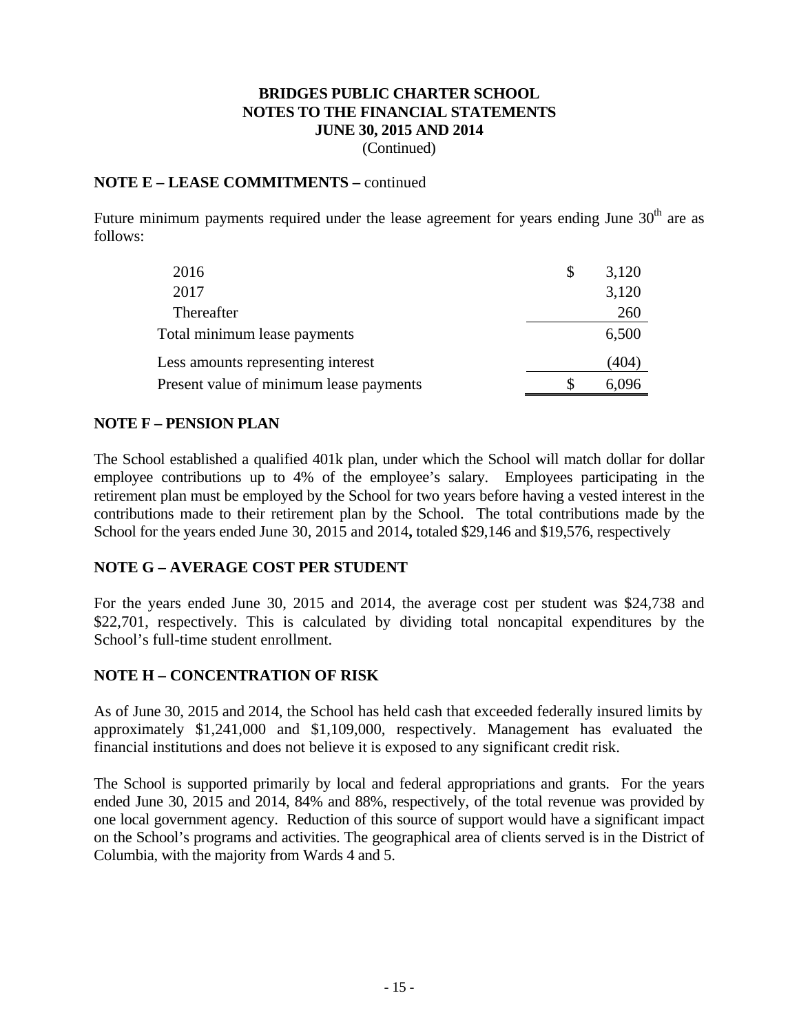**BRIDGES PUBLIC CHARTER SCHOOL**
**NOTES TO THE FINANCIAL STATEMENTS**
**JUNE 30, 2015 AND 2014**
(Continued)

## NOTE E – LESSE COMMITMENTS – continued

Future minimum payments required under the lease agreement for years ending June 30th are as follows:

| | |
|---|---|
| 2016 | $ 3,120 |
| 2017 | 3,120 |
| Thereafter | 260 |
| Total minimum lease payments | 6,500 |
| Less amounts representing interest | (404) |
| Present value of minimum lease payments | $ 6,096 |

## NOTE F – PENSION PLAN

The School established a qualified 401k plan, under which the School will match dollar for dollar employee contributions up to 4% of the employee's salary. Employees participating in the retirement plan must be employed by the School for two years before having a vested interest in the contributions made to their retirement plan by the School. The total contributions made by the School for the years ended June 30, 2015 and 2014**,** totaled $29,146 and $19,576, respectively

## NOTE G – AVERAGE COST PER STUDENT

For the years ended June 30, 2015 and 2014, the average cost per student was $24,738 and $22,701, respectively. This is calculated by dividing total noncapital expenditures by the School's full-time student enrollment.

## NOTE H – CONCENTRATION OF RISK

As of June 30, 2015 and 2014, the School has held cash that exceeded federally insured limits by approximately $1,241,000 and $1,109,000, respectively. Management has evaluated the financial institutions and does not believe it is exposed to any significant credit risk.

The School is supported primarily by local and federal appropriations and grants. For the years ended June 30, 2015 and 2014, 84% and 88%, respectively, of the total revenue was provided by one local government agency. Reduction of this source of support would have a significant impact on the School's programs and activities. The geographical area of clients served is in the District of Columbia, with the majority from Wards 4 and 5.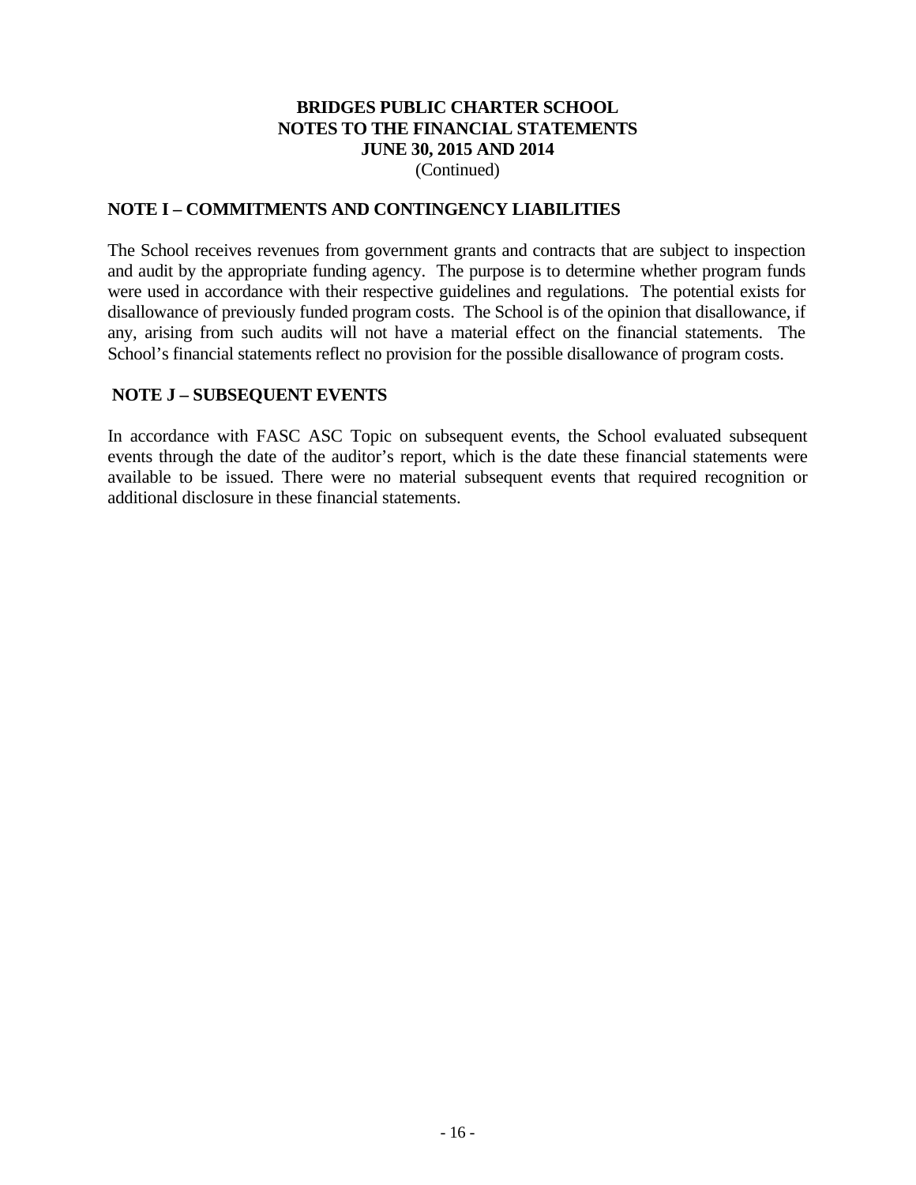**BRIDGES PUBLIC CHARTER SCHOOL**
**NOTES TO THE FINANCIAL STATEMENTS**
**JUNE 30, 2015 AND 2014**
(Continued)

## NOTE I – COMMITMENTS AND CONTINGENCY LIABILITIES

The School receives revenues from government grants and contracts that are subject to inspection and audit by the appropriate funding agency. The purpose is to determine whether program funds were used in accordance with their respective guidelines and regulations. The potential exists for disallowance of previously funded program costs. The School is of the opinion that disallowance, if any, arising from such audits will not have a material effect on the financial statements. The School's financial statements reflect no provision for the possible disallowance of program costs.

## NOTE J – SUBSEQUENT EVENTS

In accordance with FASC ASC Topic on subsequent events, the School evaluated subsequent events through the date of the auditor's report, which is the date these financial statements were available to be issued. There were no material subsequent events that required recognition or additional disclosure in these financial statements.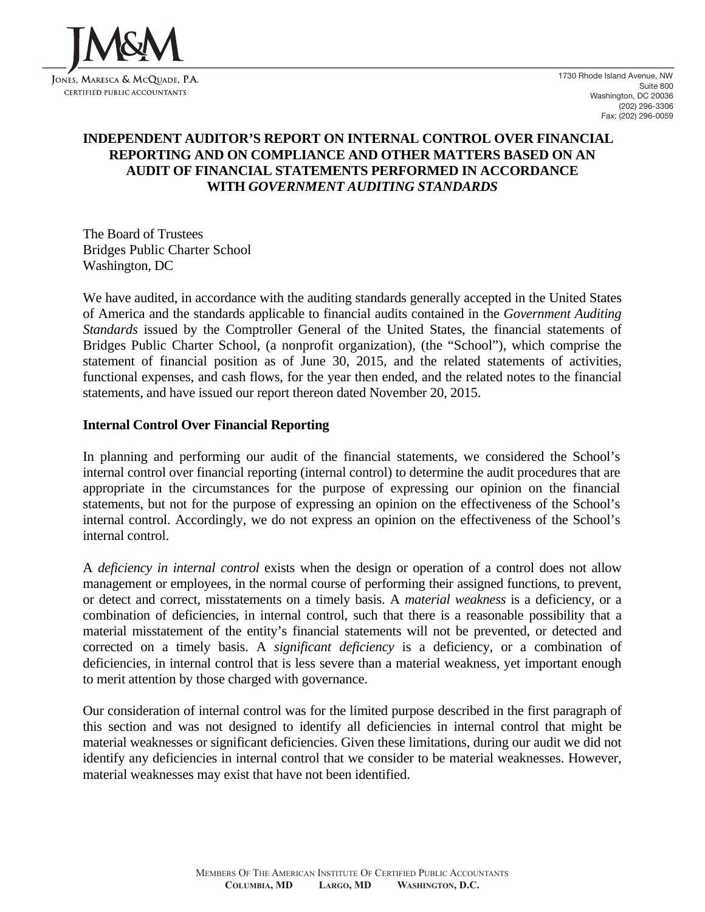JM&M

Jones, Maresca & McQuade, P.A.
Certified Public Accountants

1730 Rhode Island Avenue, NW
Suite 800
Washington, DC 20036
(202) 296-3306
Fax: (202) 296-0059

# INDEPENDENT AUDITOR'S REPORT ON INTERNAL CONTROL OVER FINANCIAL REPORTING AND ON COMPLIANCE AND OTHER MATTERS BASED ON AN AUDIT OF FINANCIAL STATEMENTS PERFORMED IN ACCORDANCE WITH *GOVERNMENT AUDITING STANDARDS*

The Board of Trustees
Bridges Public Charter School
Washington, DC

We have audited, in accordance with the auditing standards generally accepted in the United States of America and the standards applicable to financial audits contained in the *Government Auditing Standards* issued by the Comptroller General of the United States, the financial statements of Bridges Public Charter School, (a nonprofit organization), (the "School"), which comprise the statement of financial position as of June 30, 2015, and the related statements of activities, functional expenses, and cash flows, for the year then ended, and the related notes to the financial statements, and have issued our report thereon dated November 20, 2015.

## Internal Control Over Financial Reporting

In planning and performing our audit of the financial statements, we considered the School's internal control over financial reporting (internal control) to determine the audit procedures that are appropriate in the circumstances for the purpose of expressing our opinion on the financial statements, but not for the purpose of expressing an opinion on the effectiveness of the School's internal control. Accordingly, we do not express an opinion on the effectiveness of the School's internal control.

A *deficiency in internal control* exists when the design or operation of a control does not allow management or employees, in the normal course of performing their assigned functions, to prevent, or detect and correct, misstatements on a timely basis. A *material weakness* is a deficiency, or a combination of deficiencies, in internal control, such that there is a reasonable possibility that a material misstatement of the entity's financial statements will not be prevented, or detected and corrected on a timely basis. A *significant deficiency* is a deficiency, or a combination of deficiencies, in internal control that is less severe than a material weakness, yet important enough to merit attention by those charged with governance.

Our consideration of internal control was for the limited purpose described in the first paragraph of this section and was not designed to identify all deficiencies in internal control that might be material weaknesses or significant deficiencies. Given these limitations, during our audit we did not identify any deficiencies in internal control that we consider to be material weaknesses. However, material weaknesses may exist that have not been identified.

Members Of The American Institute Of Certified Public Accountants
Columbia, MD Largo, MD Washington, D.C.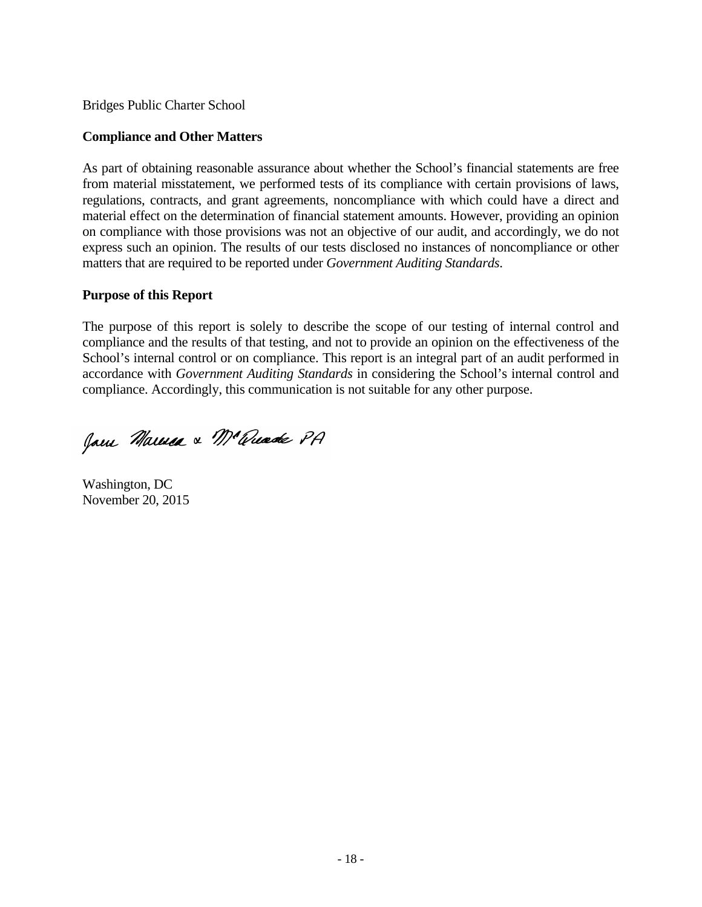Bridges Public Charter School

**Compliance and Other Matters**

As part of obtaining reasonable assurance about whether the School's financial statements are free from material misstatement, we performed tests of its compliance with certain provisions of laws, regulations, contracts, and grant agreements, noncompliance with which could have a direct and material effect on the determination of financial statement amounts. However, providing an opinion on compliance with those provisions was not an objective of our audit, and accordingly, we do not express such an opinion. The results of our tests disclosed no instances of noncompliance or other matters that are required to be reported under *Government Auditing Standards*.

**Purpose of this Report**

The purpose of this report is solely to describe the scope of our testing of internal control and compliance and the results of that testing, and not to provide an opinion on the effectiveness of the School's internal control or on compliance. This report is an integral part of an audit performed in accordance with *Government Auditing Standards* in considering the School's internal control and compliance. Accordingly, this communication is not suitable for any other purpose.

Jacu Marusa & McQuade PA

Washington, DC
November 20, 2015